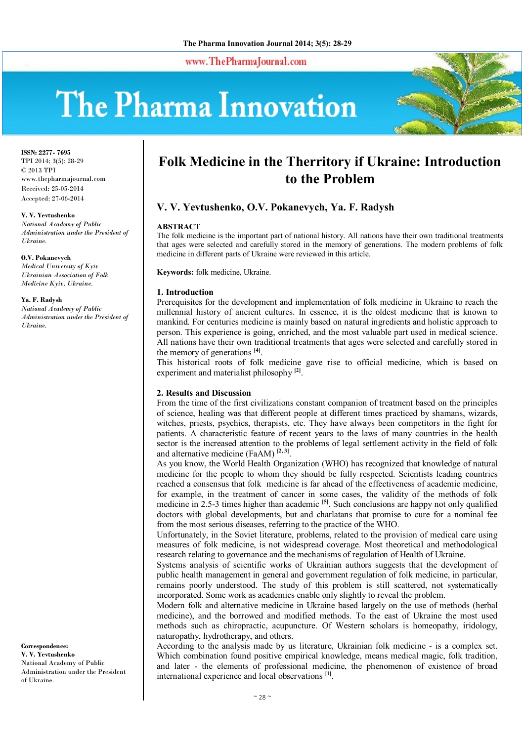ISSN: 2277- 7695
TPI 2014; 3(5): 28-29
© 2013 TPI
www.thepharmajournal.com
Received: 25-05-2014
Accepted: 27-06-2014

**V. V. Yevtushenko**
*National Academy of Public Administration under the President of Ukraine.*

**O.V. Pokanevych**
*Medical University of Kyiv Ukrainian Association of Folk Medicine Kyiv, Ukraine.*

**Ya. F. Radysh**
*National Academy of Public Administration under the President of Ukraine.*

**Correspondence:**
**V. V. Yevtushenko**
National Academy of Public Administration under the President of Ukraine.

# Folk Medicine in the Therritory if Ukraine: Introduction to the Problem

## V. V. Yevtushenko, O.V. Pokanevych, Ya. F. Radysh

**ABSTRACT**
The folk medicine is the important part of national history. All nations have their own traditional treatments that ages were selected and carefully stored in the memory of generations. The modern problems of folk medicine in different parts of Ukraine were reviewed in this article.

**Keywords:** folk medicine, Ukraine.

### 1. Introduction

Prerequisites for the development and implementation of folk medicine in Ukraine to reach the millennial history of ancient cultures. In essence, it is the oldest medicine that is known to mankind. For centuries medicine is mainly based on natural ingredients and holistic approach to person. This experience is going, enriched, and the most valuable part used in medical science. All nations have their own traditional treatments that ages were selected and carefully stored in the memory of generations [4].
This historical roots of folk medicine gave rise to official medicine, which is based on experiment and materialist philosophy [2].

### 2. Results and Discussion

From the time of the first civilizations constant companion of treatment based on the principles of science, healing was that different people at different times practiced by shamans, wizards, witches, priests, psychics, therapists, etc. They have always been competitors in the fight for patients. A characteristic feature of recent years to the laws of many countries in the health sector is the increased attention to the problems of legal settlement activity in the field of folk and alternative medicine (FaAM) [2, 3].
As you know, the World Health Organization (WHO) has recognized that knowledge of natural medicine for the people to whom they should be fully respected. Scientists leading countries reached a consensus that folk medicine is far ahead of the effectiveness of academic medicine, for example, in the treatment of cancer in some cases, the validity of the methods of folk medicine in 2.5-3 times higher than academic [5]. Such conclusions are happy not only qualified doctors with global developments, but and charlatans that promise to cure for a nominal fee from the most serious diseases, referring to the practice of the WHO.
Unfortunately, in the Soviet literature, problems, related to the provision of medical care using measures of folk medicine, is not widespread coverage. Most theoretical and methodological research relating to governance and the mechanisms of regulation of Health of Ukraine.
Systems analysis of scientific works of Ukrainian authors suggests that the development of public health management in general and government regulation of folk medicine, in particular, remains poorly understood. The study of this problem is still scattered, not systematically incorporated. Some work as academics enable only slightly to reveal the problem.
Modern folk and alternative medicine in Ukraine based largely on the use of methods (herbal medicine), and the borrowed and modified methods. To the east of Ukraine the most used methods such as chiropractic, acupuncture. Of Western scholars is homeopathy, iridology, naturopathy, hydrotherapy, and others.
According to the analysis made by us literature, Ukrainian folk medicine - is a complex set. Which combination found positive empirical knowledge, means medical magic, folk tradition, and later - the elements of professional medicine, the phenomenon of existence of broad international experience and local observations [1].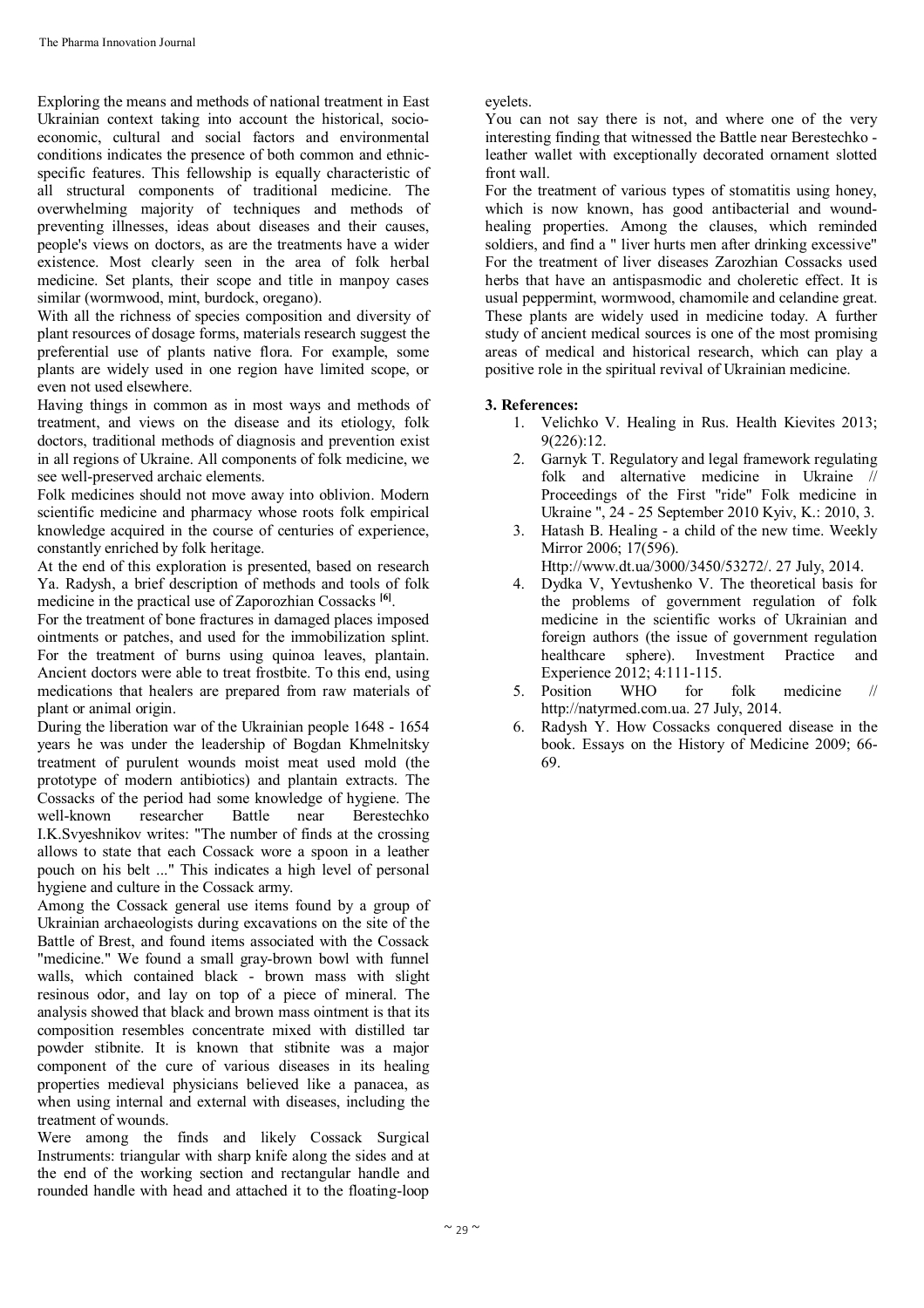Exploring the means and methods of national treatment in East Ukrainian context taking into account the historical, socio-economic, cultural and social factors and environmental conditions indicates the presence of both common and ethnic-specific features. This fellowship is equally characteristic of all structural components of traditional medicine. The overwhelming majority of techniques and methods of preventing illnesses, ideas about diseases and their causes, people's views on doctors, as are the treatments have a wider existence. Most clearly seen in the area of folk herbal medicine. Set plants, their scope and title in manpoy cases similar (wormwood, mint, burdock, oregano).

With all the richness of species composition and diversity of plant resources of dosage forms, materials research suggest the preferential use of plants native flora. For example, some plants are widely used in one region have limited scope, or even not used elsewhere.

Having things in common as in most ways and methods of treatment, and views on the disease and its etiology, folk doctors, traditional methods of diagnosis and prevention exist in all regions of Ukraine. All components of folk medicine, we see well-preserved archaic elements.

Folk medicines should not move away into oblivion. Modern scientific medicine and pharmacy whose roots folk empirical knowledge acquired in the course of centuries of experience, constantly enriched by folk heritage.

At the end of this exploration is presented, based on research Ya. Radysh, a brief description of methods and tools of folk medicine in the practical use of Zaporozhian Cossacks [6].

For the treatment of bone fractures in damaged places imposed ointments or patches, and used for the immobilization splint. For the treatment of burns using quinoa leaves, plantain. Ancient doctors were able to treat frostbite. To this end, using medications that healers are prepared from raw materials of plant or animal origin.

During the liberation war of the Ukrainian people 1648 - 1654 years he was under the leadership of Bogdan Khmelnitsky treatment of purulent wounds moist meat used mold (the prototype of modern antibiotics) and plantain extracts. The Cossacks of the period had some knowledge of hygiene. The well-known researcher Battle near Berestechko I.K.Svyeshnikov writes: "The number of finds at the crossing allows to state that each Cossack wore a spoon in a leather pouch on his belt ..." This indicates a high level of personal hygiene and culture in the Cossack army.

Among the Cossack general use items found by a group of Ukrainian archaeologists during excavations on the site of the Battle of Brest, and found items associated with the Cossack "medicine." We found a small gray-brown bowl with funnel walls, which contained black - brown mass with slight resinous odor, and lay on top of a piece of mineral. The analysis showed that black and brown mass ointment is that its composition resembles concentrate mixed with distilled tar powder stibnite. It is known that stibnite was a major component of the cure of various diseases in its healing properties medieval physicians believed like a panacea, as when using internal and external with diseases, including the treatment of wounds.

Were among the finds and likely Cossack Surgical Instruments: triangular with sharp knife along the sides and at the end of the working section and rectangular handle and rounded handle with head and attached it to the floating-loop eyelets.

You can not say there is not, and where one of the very interesting finding that witnessed the Battle near Berestechko - leather wallet with exceptionally decorated ornament slotted front wall.

For the treatment of various types of stomatitis using honey, which is now known, has good antibacterial and wound-healing properties. Among the clauses, which reminded soldiers, and find a " liver hurts men after drinking excessive" For the treatment of liver diseases Zarozhian Cossacks used herbs that have an antispasmodic and choleretic effect. It is usual peppermint, wormwood, chamomile and celandine great. These plants are widely used in medicine today. A further study of ancient medical sources is one of the most promising areas of medical and historical research, which can play a positive role in the spiritual revival of Ukrainian medicine.

## 3. References:

1. Velichko V. Healing in Rus. Health Kievites 2013; 9(226):12.
2. Garnyk T. Regulatory and legal framework regulating folk and alternative medicine in Ukraine // Proceedings of the First "ride" Folk medicine in Ukraine ", 24 - 25 September 2010 Kyiv, K.: 2010, 3.
3. Hatash B. Healing - a child of the new time. Weekly Mirror 2006; 17(596). Http://www.dt.ua/3000/3450/53272/. 27 July, 2014.
4. Dydka V, Yevtushenko V. The theoretical basis for the problems of government regulation of folk medicine in the scientific works of Ukrainian and foreign authors (the issue of government regulation healthcare sphere). Investment Practice and Experience 2012; 4:111-115.
5. Position WHO for folk medicine // http://natyrmed.com.ua. 27 July, 2014.
6. Radysh Y. How Cossacks conquered disease in the book. Essays on the History of Medicine 2009; 66-69.